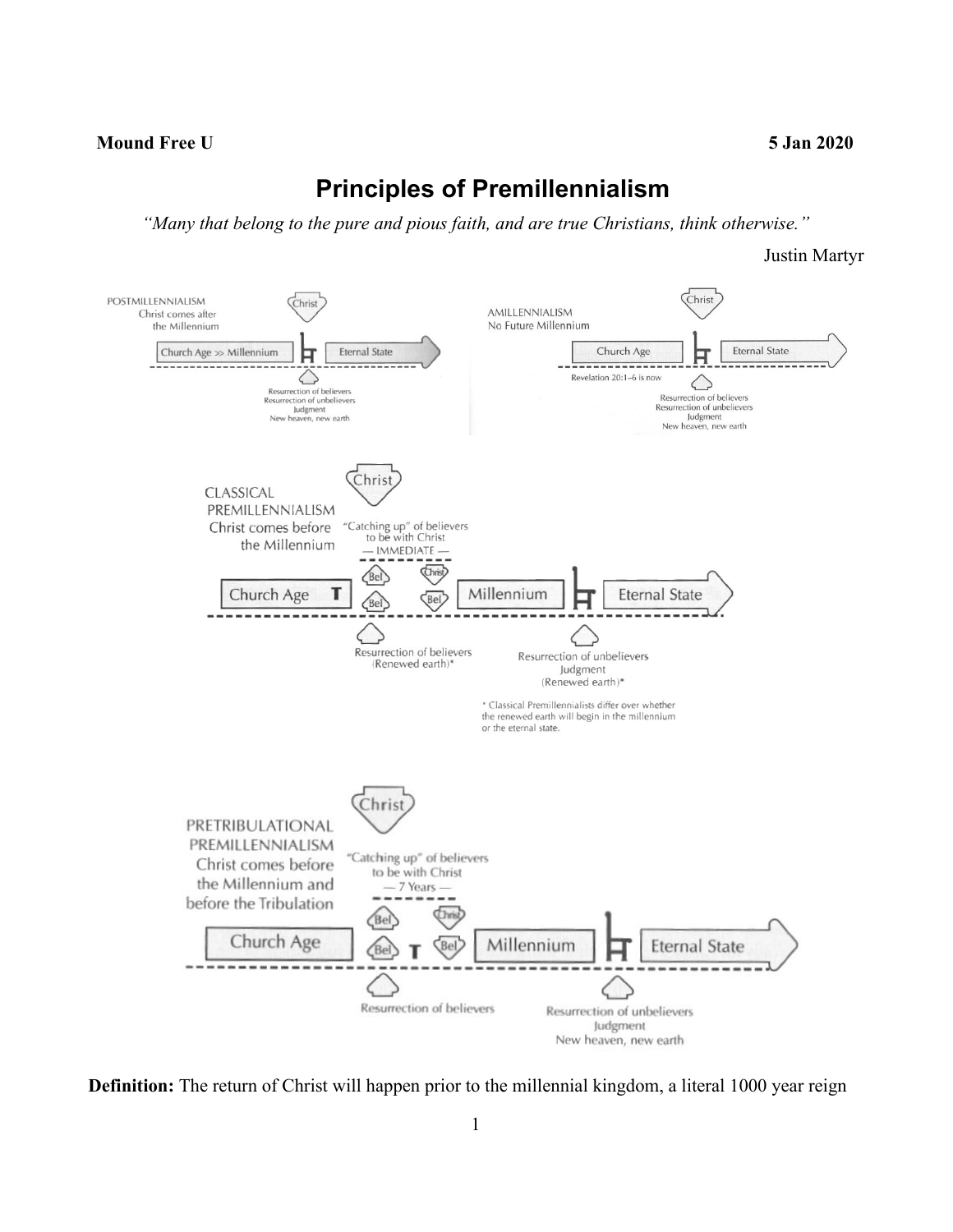**Mound Free U** **5 Jan 2020**

# Principles of Premillennialism

*"Many that belong to the pure and pious faith, and are true Christians, think otherwise."*

Justin Martyr

POSTMILLENNIALISM
Christ comes after the Millennium

Christ

Church Age >> Millennium | Eternal State

Resurrection of believers
Resurrection of unbelievers
Judgment
New heaven, new earth

AMILLENNIALISM
No Future Millennium

Christ

Church Age | Eternal State

Revelation 20:1–6 is now

Resurrection of believers
Resurrection of unbelievers
Judgment
New heaven, new earth

CLASSICAL PREMILLENNIALISM
Christ comes before the Millennium

Christ

"Catching up" of believers to be with Christ
— IMMEDIATE —

Church Age T | Bel Bel Christ Bel | Millennium | Eternal State

Resurrection of believers
(Renewed earth)*

Resurrection of unbelievers
Judgment
(Renewed earth)*

\* Classical Premillennialists differ over whether the renewed earth will begin in the millennium or the eternal state.

PRETRIBULATIONAL PREMILLENNIALISM
Christ comes before the Millennium and before the Tribulation

Christ

"Catching up" of believers to be with Christ
— 7 Years —

Church Age | Bel Bel T Christ Bel | Millennium | Eternal State

Resurrection of believers

Resurrection of unbelievers
Judgment
New heaven, new earth

**Definition:** The return of Christ will happen prior to the millennial kingdom, a literal 1000 year reign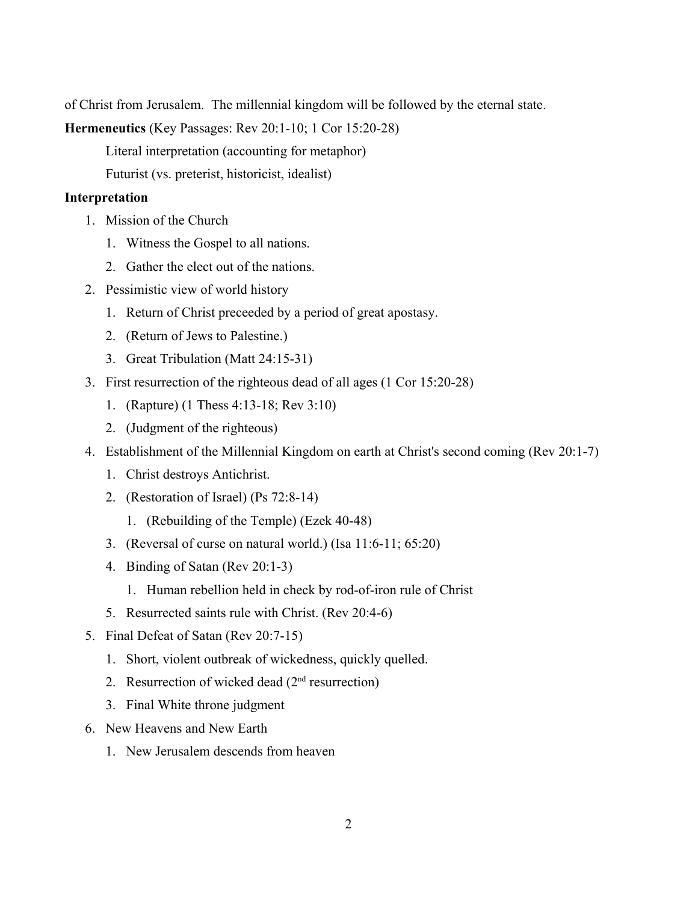of Christ from Jerusalem. The millennial kingdom will be followed by the eternal state.

**Hermeneutics** (Key Passages: Rev 20:1-10; 1 Cor 15:20-28)

Literal interpretation (accounting for metaphor)

Futurist (vs. preterist, historicist, idealist)

**Interpretation**

1. Mission of the Church
   1. Witness the Gospel to all nations.
   2. Gather the elect out of the nations.
2. Pessimistic view of world history
   1. Return of Christ preceeded by a period of great apostasy.
   2. (Return of Jews to Palestine.)
   3. Great Tribulation (Matt 24:15-31)
3. First resurrection of the righteous dead of all ages (1 Cor 15:20-28)
   1. (Rapture) (1 Thess 4:13-18; Rev 3:10)
   2. (Judgment of the righteous)
4. Establishment of the Millennial Kingdom on earth at Christ's second coming (Rev 20:1-7)
   1. Christ destroys Antichrist.
   2. (Restoration of Israel) (Ps 72:8-14)
      1. (Rebuilding of the Temple) (Ezek 40-48)
   3. (Reversal of curse on natural world.) (Isa 11:6-11; 65:20)
   4. Binding of Satan (Rev 20:1-3)
      1. Human rebellion held in check by rod-of-iron rule of Christ
   5. Resurrected saints rule with Christ. (Rev 20:4-6)
5. Final Defeat of Satan (Rev 20:7-15)
   1. Short, violent outbreak of wickedness, quickly quelled.
   2. Resurrection of wicked dead (2nd resurrection)
   3. Final White throne judgment
6. New Heavens and New Earth
   1. New Jerusalem descends from heaven